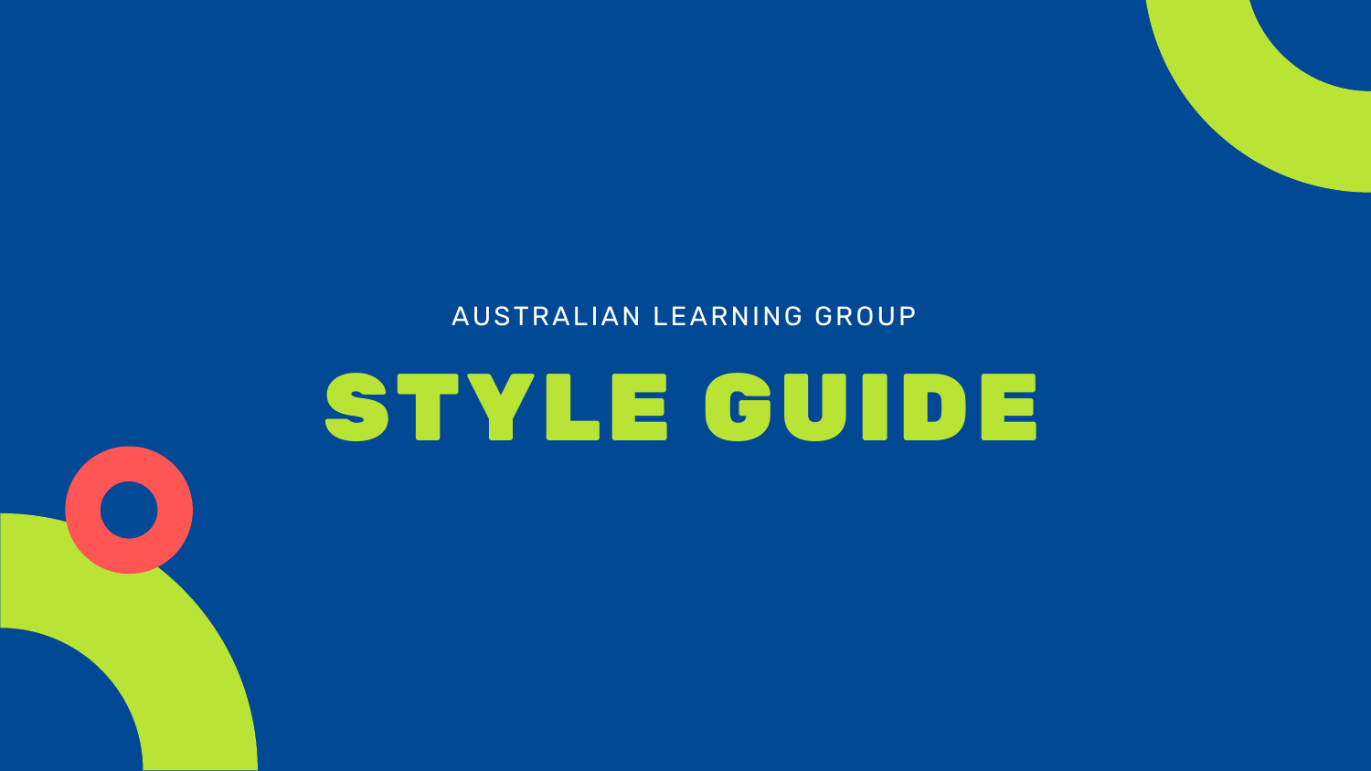AUSTRALIAN LEARNING GROUP

# STYLE GUIDE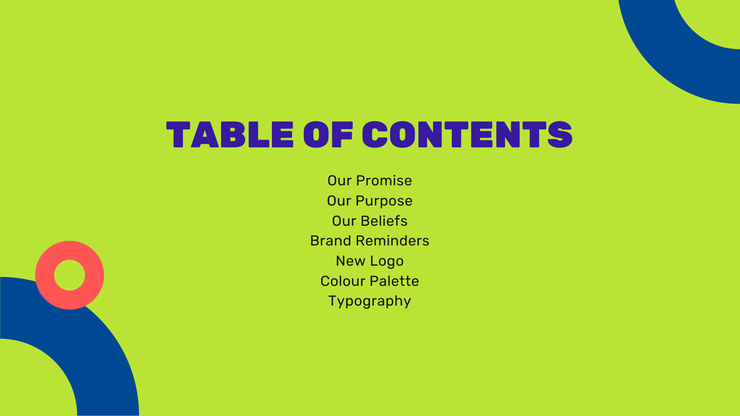# TABLE OF CONTENTS

Our Promise
Our Purpose
Our Beliefs
Brand Reminders
New Logo
Colour Palette
Typography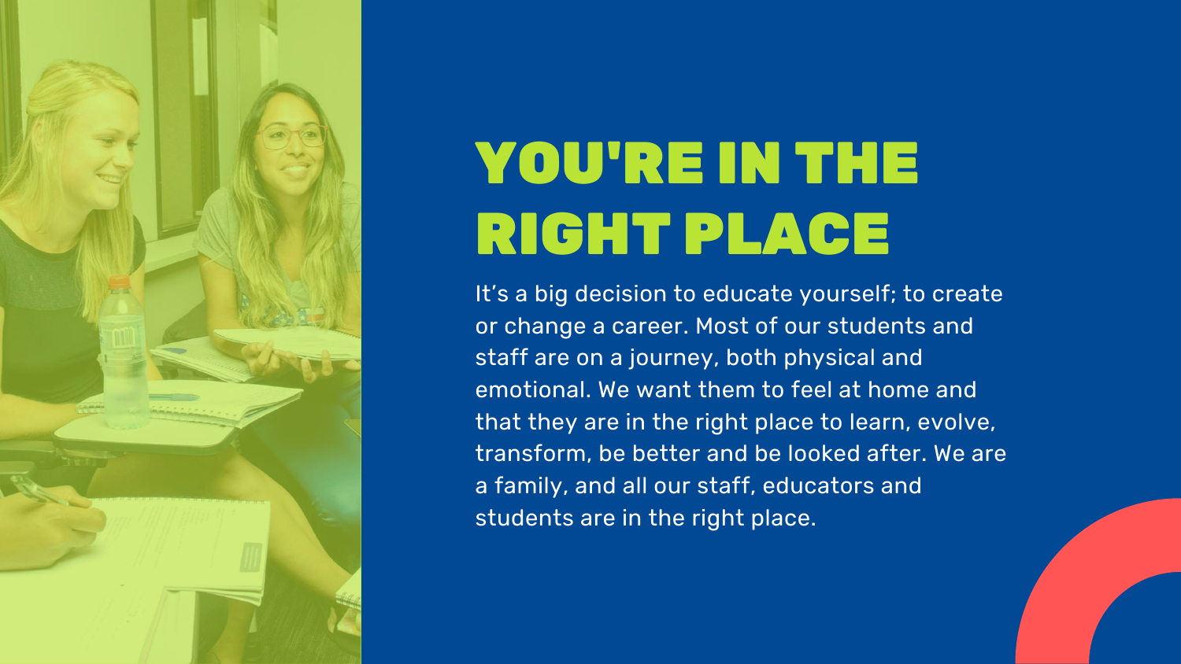# YOU'RE IN THE RIGHT PLACE

It's a big decision to educate yourself; to create or change a career. Most of our students and staff are on a journey, both physical and emotional. We want them to feel at home and that they are in the right place to learn, evolve, transform, be better and be looked after. We are a family, and all our staff, educators and students are in the right place.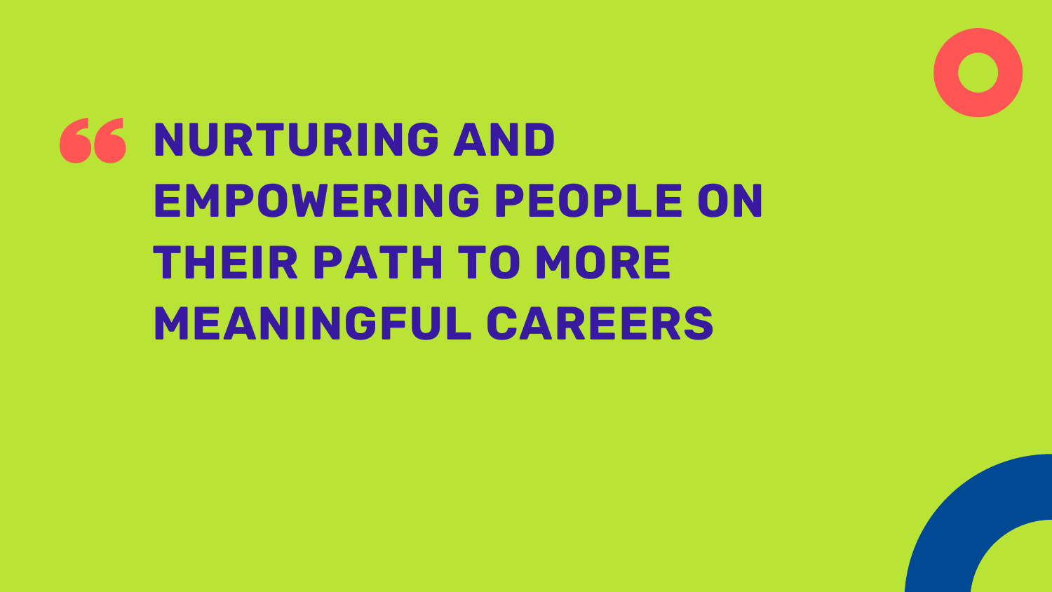> NURTURING AND EMPOWERING PEOPLE ON THEIR PATH TO MORE MEANINGFUL CAREERS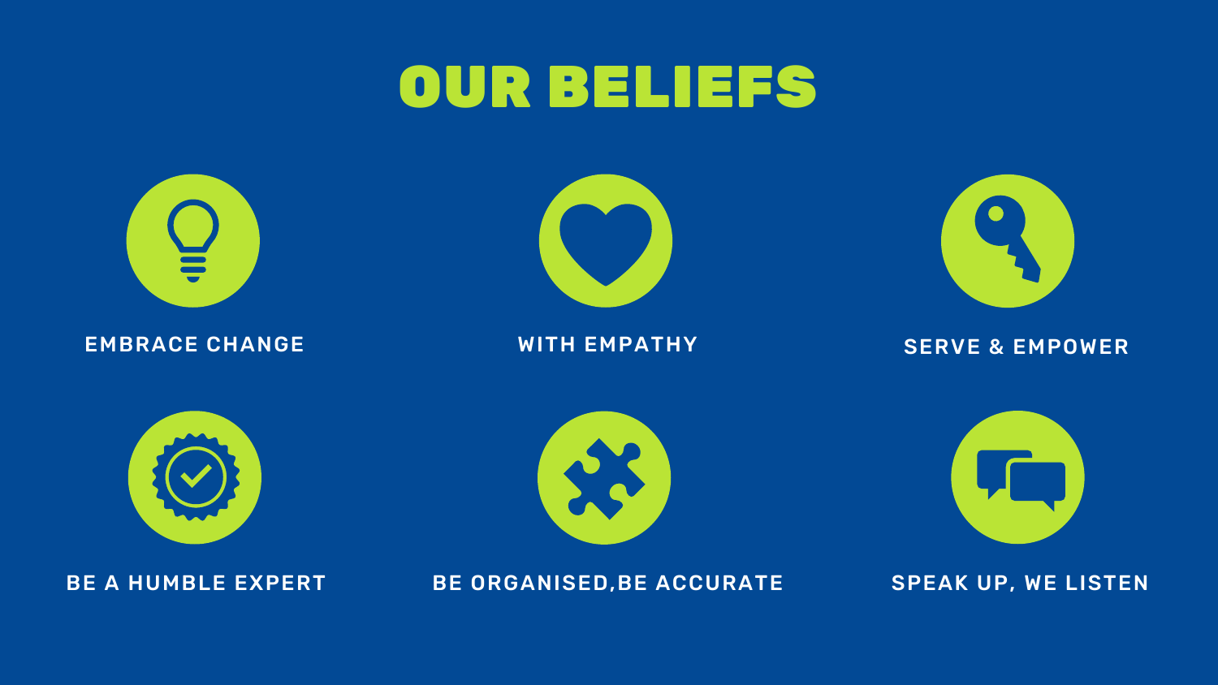# OUR BELIEFS

- EMBRACE CHANGE
- WITH EMPATHY
- SERVE & EMPOWER
- BE A HUMBLE EXPERT
- BE ORGANISED,BE ACCURATE
- SPEAK UP, WE LISTEN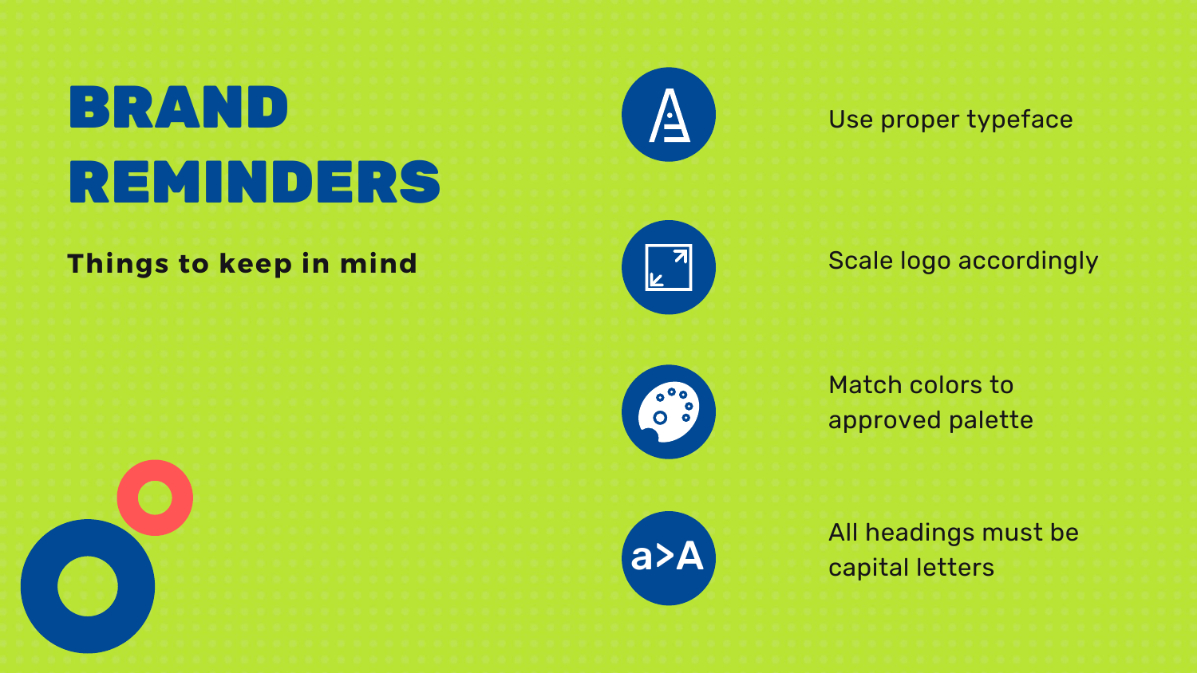# BRAND REMINDERS

**Things to keep in mind**

- Use proper typeface
- Scale logo accordingly
- Match colors to approved palette
- All headings must be capital letters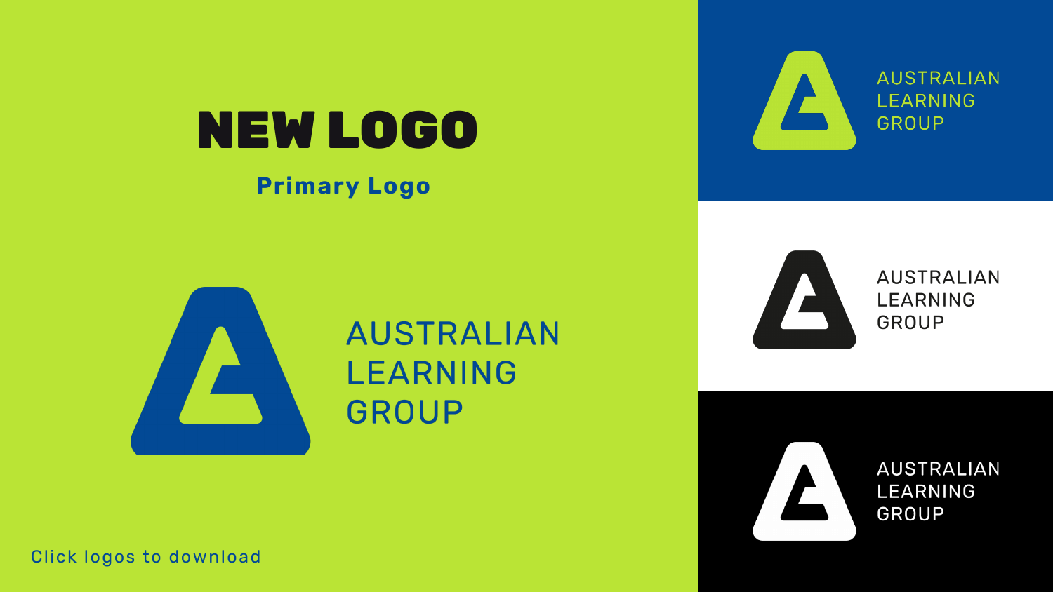# NEW LOGO

**Primary Logo**

AUSTRALIAN
LEARNING
GROUP

AUSTRALIAN
LEARNING
GROUP

AUSTRALIAN
LEARNING
GROUP

AUSTRALIAN
LEARNING
GROUP

Click logos to download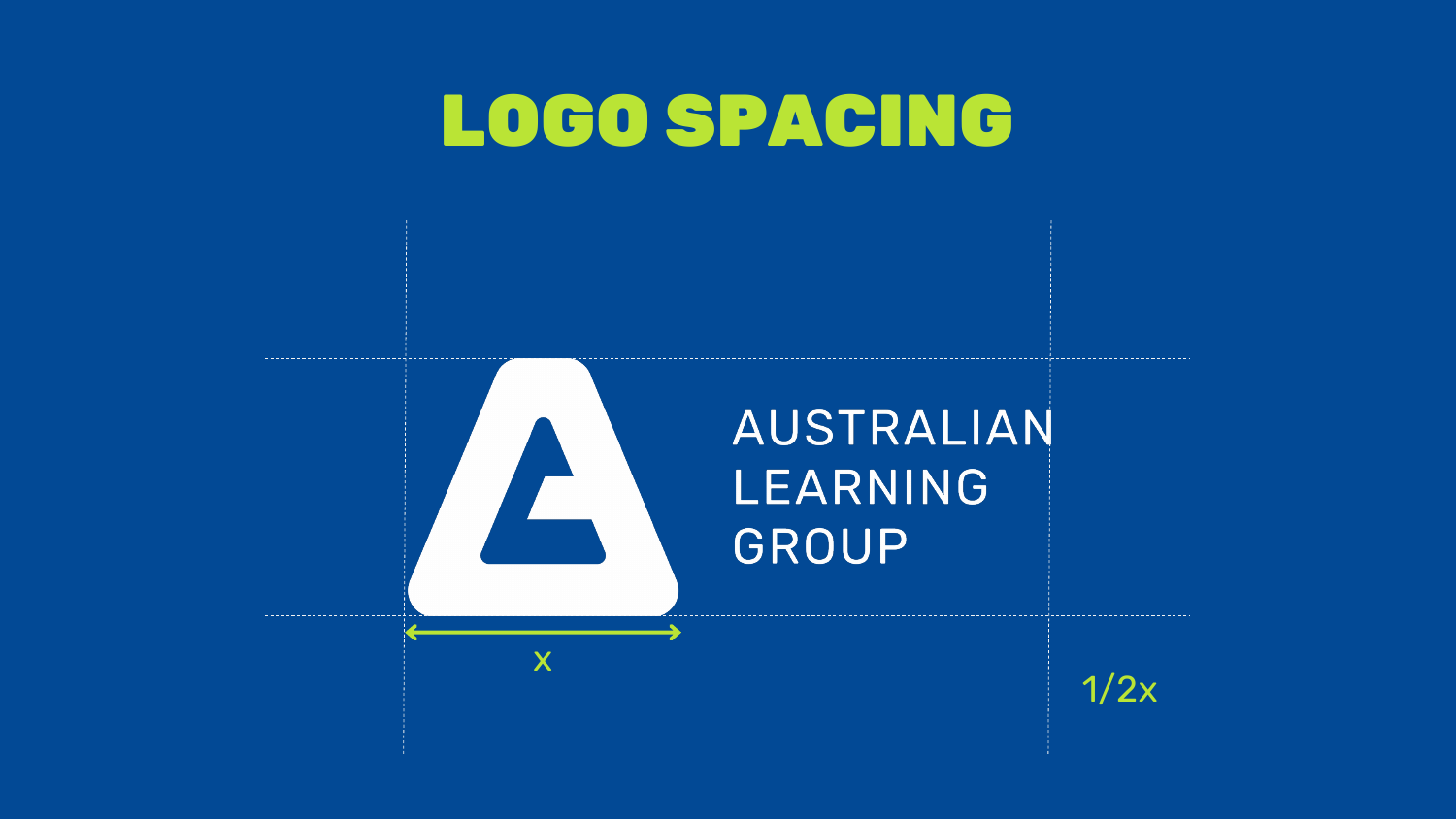# LOGO SPACING

AUSTRALIAN
LEARNING
GROUP

x

1/2x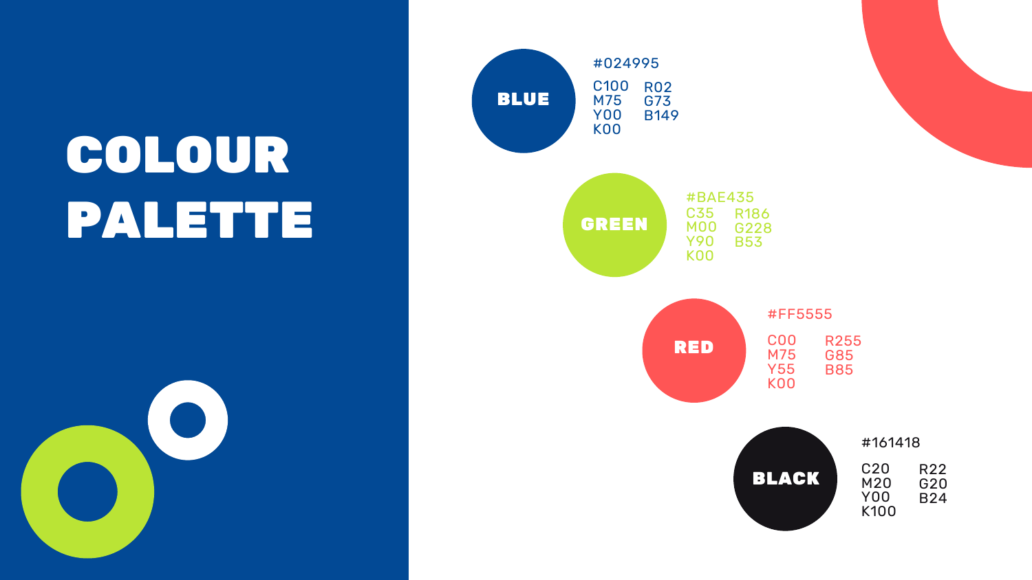# COLOUR PALETTE

## BLUE

#024995

C100
M75
Y00
K00

R02
G73
B149

## GREEN

#BAE435

C35
M00
Y90
K00

R186
G228
B53

## RED

#FF5555

C00
M75
Y55
K00

R255
G85
B85

## BLACK

#161418

C20
M20
Y00
K100

R22
G20
B24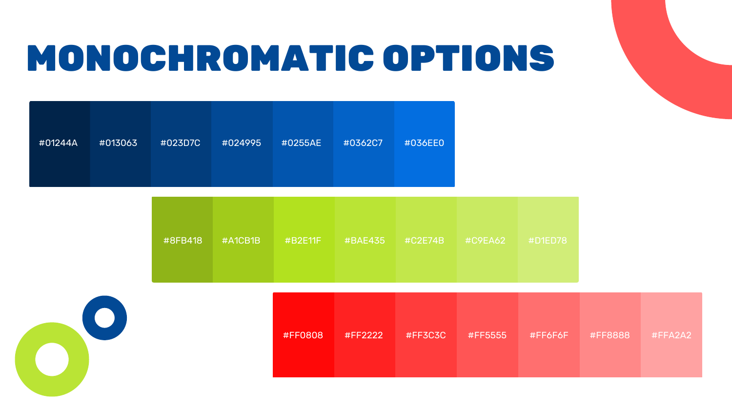# MONOCHROMATIC OPTIONS

| #01244A | #013063 | #023D7C | #024995 | #0255AE | #0362C7 | #036EE0 |
|---|---|---|---|---|---|---|

| #8FB418 | #A1CB1B | #B2E11F | #BAE435 | #C2E74B | #C9EA62 | #D1ED78 |
|---|---|---|---|---|---|---|

| #FF0808 | #FF2222 | #FF3C3C | #FF5555 | #FF6F6F | #FF8888 | #FFA2A2 |
|---|---|---|---|---|---|---|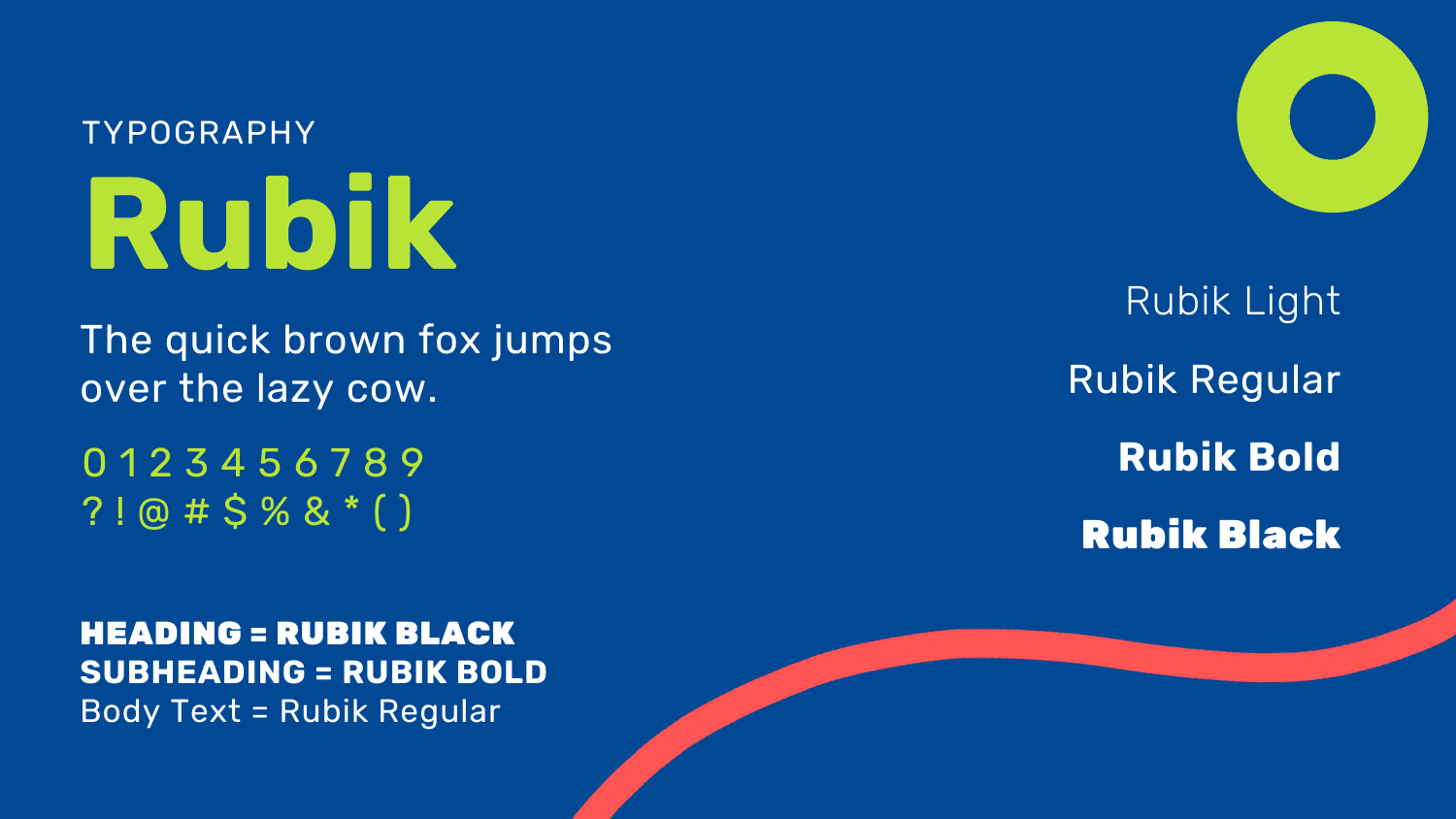TYPOGRAPHY

# Rubik

The quick brown fox jumps
over the lazy cow.

0 1 2 3 4 5 6 7 8 9
? ! @ # $ % & * ( )

Rubik Light

Rubik Regular

**Rubik Bold**

**Rubik Black**

**HEADING = RUBIK BLACK**
**SUBHEADING = RUBIK BOLD**
Body Text = Rubik Regular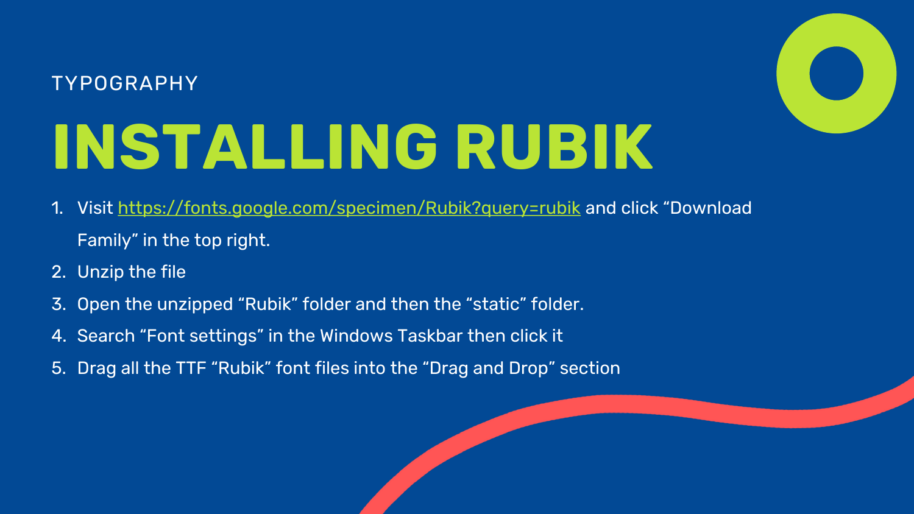TYPOGRAPHY

# INSTALLING RUBIK

1. Visit [https://fonts.google.com/specimen/Rubik?query=rubik](https://fonts.google.com/specimen/Rubik?query=rubik) and click “Download Family” in the top right.
2. Unzip the file
3. Open the unzipped “Rubik” folder and then the “static” folder.
4. Search “Font settings” in the Windows Taskbar then click it
5. Drag all the TTF “Rubik” font files into the “Drag and Drop” section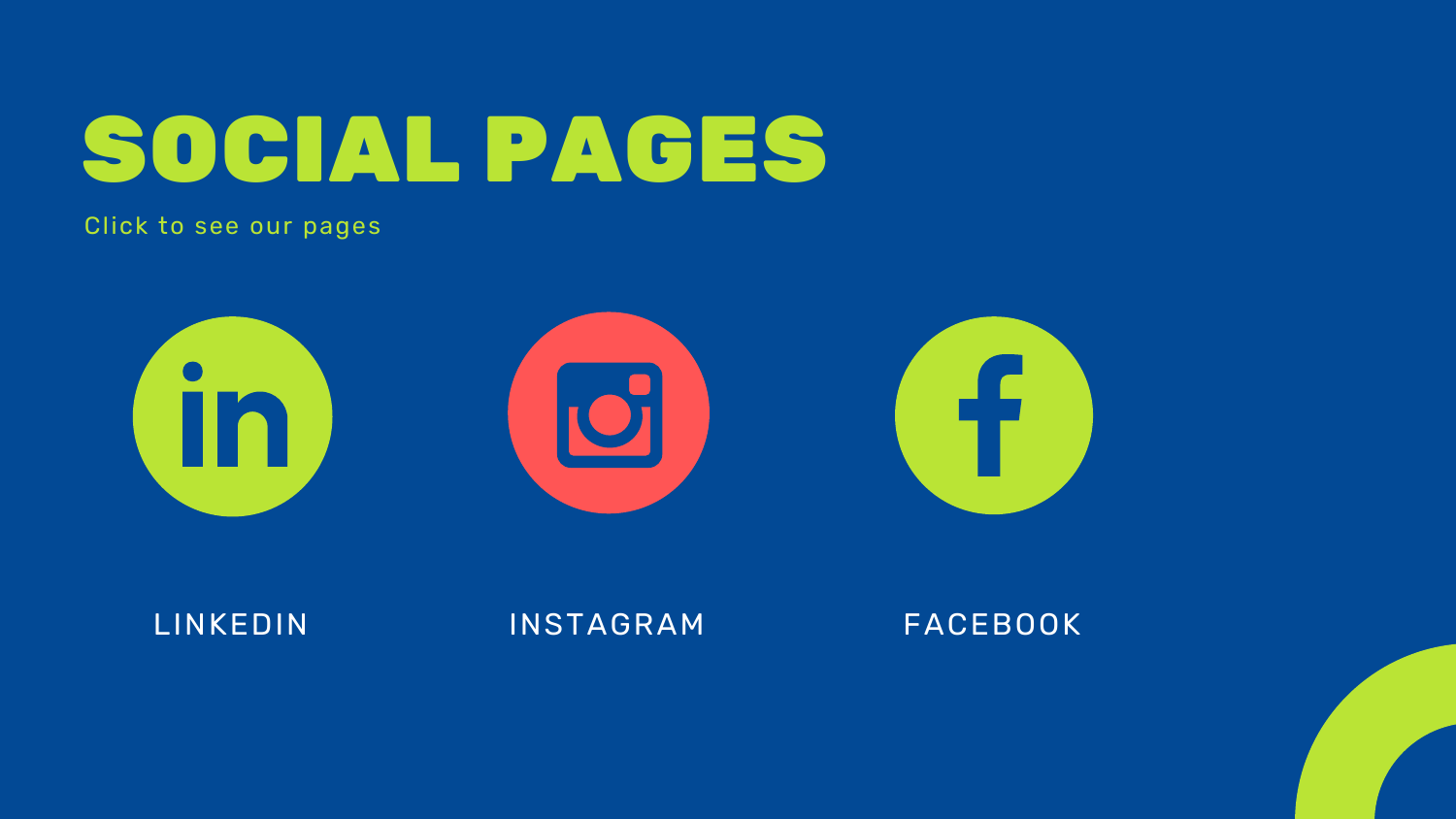# SOCIAL PAGES

Click to see our pages

LINKEDIN

INSTAGRAM

FACEBOOK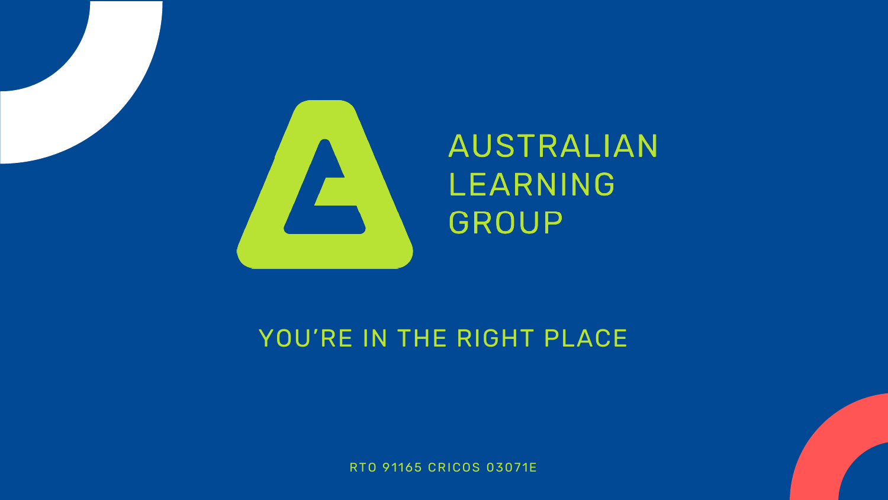AUSTRALIAN LEARNING GROUP

YOU'RE IN THE RIGHT PLACE

RTO 91165 CRICOS 03071E